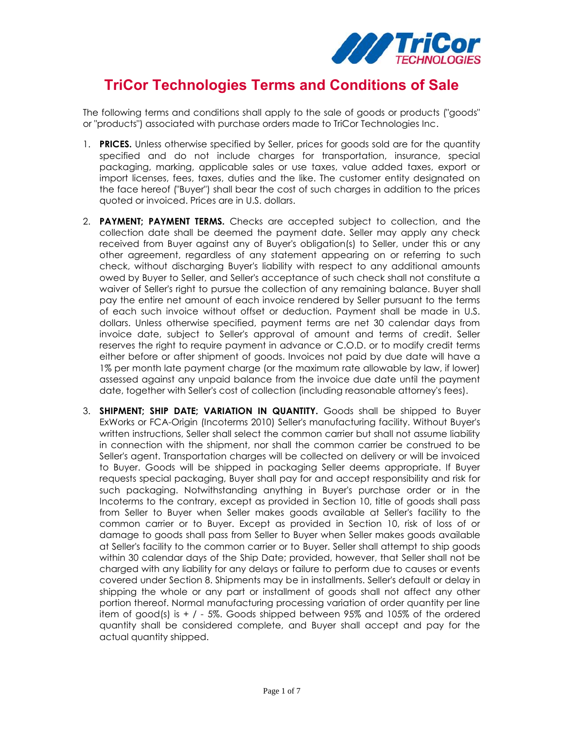# TriCor Technologies Terms and Conditions of Sale

The following terms and conditions shall apply to the sale of goods or products ("goods" or "products") associated with purchase orders made to TriCor Technologies Inc.

1. **PRICES.** Unless otherwise specified by Seller, prices for goods sold are for the quantity specified and do not include charges for transportation, insurance, special packaging, marking, applicable sales or use taxes, value added taxes, export or import licenses, fees, taxes, duties and the like. The customer entity designated on the face hereof ("Buyer") shall bear the cost of such charges in addition to the prices quoted or invoiced. Prices are in U.S. dollars.

2. **PAYMENT; PAYMENT TERMS.** Checks are accepted subject to collection, and the collection date shall be deemed the payment date. Seller may apply any check received from Buyer against any of Buyer's obligation(s) to Seller, under this or any other agreement, regardless of any statement appearing on or referring to such check, without discharging Buyer's liability with respect to any additional amounts owed by Buyer to Seller, and Seller's acceptance of such check shall not constitute a waiver of Seller's right to pursue the collection of any remaining balance. Buyer shall pay the entire net amount of each invoice rendered by Seller pursuant to the terms of each such invoice without offset or deduction. Payment shall be made in U.S. dollars. Unless otherwise specified, payment terms are net 30 calendar days from invoice date, subject to Seller's approval of amount and terms of credit. Seller reserves the right to require payment in advance or C.O.D. or to modify credit terms either before or after shipment of goods. Invoices not paid by due date will have a 1% per month late payment charge (or the maximum rate allowable by law, if lower) assessed against any unpaid balance from the invoice due date until the payment date, together with Seller's cost of collection (including reasonable attorney's fees).

3. **SHIPMENT; SHIP DATE; VARIATION IN QUANTITY.** Goods shall be shipped to Buyer ExWorks or FCA-Origin (Incoterms 2010) Seller's manufacturing facility. Without Buyer's written instructions, Seller shall select the common carrier but shall not assume liability in connection with the shipment, nor shall the common carrier be construed to be Seller's agent. Transportation charges will be collected on delivery or will be invoiced to Buyer. Goods will be shipped in packaging Seller deems appropriate. If Buyer requests special packaging, Buyer shall pay for and accept responsibility and risk for such packaging. Notwithstanding anything in Buyer's purchase order or in the Incoterms to the contrary, except as provided in Section 10, title of goods shall pass from Seller to Buyer when Seller makes goods available at Seller's facility to the common carrier or to Buyer. Except as provided in Section 10, risk of loss of or damage to goods shall pass from Seller to Buyer when Seller makes goods available at Seller's facility to the common carrier or to Buyer. Seller shall attempt to ship goods within 30 calendar days of the Ship Date; provided, however, that Seller shall not be charged with any liability for any delays or failure to perform due to causes or events covered under Section 8. Shipments may be in installments. Seller's default or delay in shipping the whole or any part or installment of goods shall not affect any other portion thereof. Normal manufacturing processing variation of order quantity per line item of good(s) is + / - 5%. Goods shipped between 95% and 105% of the ordered quantity shall be considered complete, and Buyer shall accept and pay for the actual quantity shipped.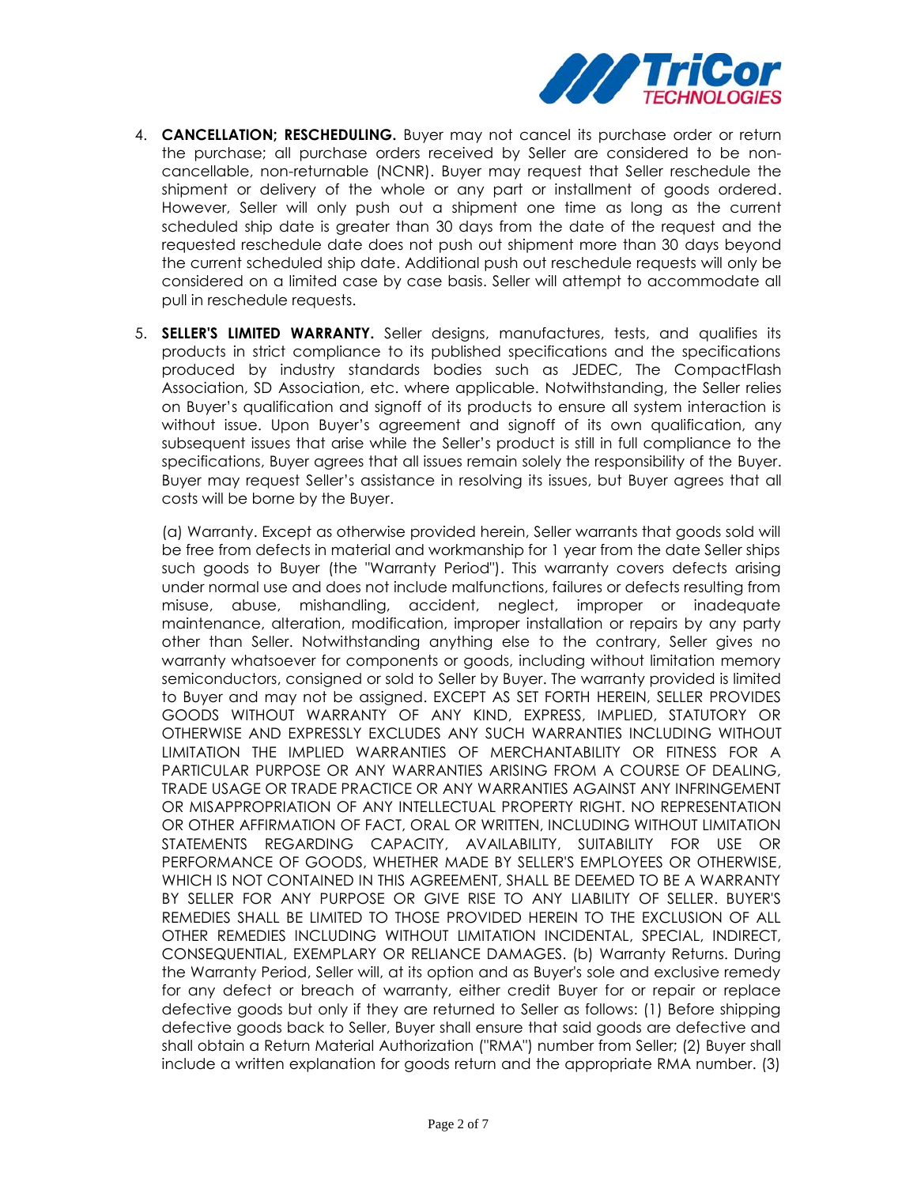4. **CANCELLATION; RESCHEDULING.** Buyer may not cancel its purchase order or return the purchase; all purchase orders received by Seller are considered to be non-cancellable, non-returnable (NCNR). Buyer may request that Seller reschedule the shipment or delivery of the whole or any part or installment of goods ordered. However, Seller will only push out a shipment one time as long as the current scheduled ship date is greater than 30 days from the date of the request and the requested reschedule date does not push out shipment more than 30 days beyond the current scheduled ship date. Additional push out reschedule requests will only be considered on a limited case by case basis. Seller will attempt to accommodate all pull in reschedule requests.

5. **SELLER'S LIMITED WARRANTY.** Seller designs, manufactures, tests, and qualifies its products in strict compliance to its published specifications and the specifications produced by industry standards bodies such as JEDEC, The CompactFlash Association, SD Association, etc. where applicable. Notwithstanding, the Seller relies on Buyer's qualification and signoff of its products to ensure all system interaction is without issue. Upon Buyer's agreement and signoff of its own qualification, any subsequent issues that arise while the Seller's product is still in full compliance to the specifications, Buyer agrees that all issues remain solely the responsibility of the Buyer. Buyer may request Seller's assistance in resolving its issues, but Buyer agrees that all costs will be borne by the Buyer.

   (a) Warranty. Except as otherwise provided herein, Seller warrants that goods sold will be free from defects in material and workmanship for 1 year from the date Seller ships such goods to Buyer (the "Warranty Period"). This warranty covers defects arising under normal use and does not include malfunctions, failures or defects resulting from misuse, abuse, mishandling, accident, neglect, improper or inadequate maintenance, alteration, modification, improper installation or repairs by any party other than Seller. Notwithstanding anything else to the contrary, Seller gives no warranty whatsoever for components or goods, including without limitation memory semiconductors, consigned or sold to Seller by Buyer. The warranty provided is limited to Buyer and may not be assigned. EXCEPT AS SET FORTH HEREIN, SELLER PROVIDES GOODS WITHOUT WARRANTY OF ANY KIND, EXPRESS, IMPLIED, STATUTORY OR OTHERWISE AND EXPRESSLY EXCLUDES ANY SUCH WARRANTIES INCLUDING WITHOUT LIMITATION THE IMPLIED WARRANTIES OF MERCHANTABILITY OR FITNESS FOR A PARTICULAR PURPOSE OR ANY WARRANTIES ARISING FROM A COURSE OF DEALING, TRADE USAGE OR TRADE PRACTICE OR ANY WARRANTIES AGAINST ANY INFRINGEMENT OR MISAPPROPRIATION OF ANY INTELLECTUAL PROPERTY RIGHT. NO REPRESENTATION OR OTHER AFFIRMATION OF FACT, ORAL OR WRITTEN, INCLUDING WITHOUT LIMITATION STATEMENTS REGARDING CAPACITY, AVAILABILITY, SUITABILITY FOR USE OR PERFORMANCE OF GOODS, WHETHER MADE BY SELLER'S EMPLOYEES OR OTHERWISE, WHICH IS NOT CONTAINED IN THIS AGREEMENT, SHALL BE DEEMED TO BE A WARRANTY BY SELLER FOR ANY PURPOSE OR GIVE RISE TO ANY LIABILITY OF SELLER. BUYER'S REMEDIES SHALL BE LIMITED TO THOSE PROVIDED HEREIN TO THE EXCLUSION OF ALL OTHER REMEDIES INCLUDING WITHOUT LIMITATION INCIDENTAL, SPECIAL, INDIRECT, CONSEQUENTIAL, EXEMPLARY OR RELIANCE DAMAGES. (b) Warranty Returns. During the Warranty Period, Seller will, at its option and as Buyer's sole and exclusive remedy for any defect or breach of warranty, either credit Buyer for or repair or replace defective goods but only if they are returned to Seller as follows: (1) Before shipping defective goods back to Seller, Buyer shall ensure that said goods are defective and shall obtain a Return Material Authorization ("RMA") number from Seller; (2) Buyer shall include a written explanation for goods return and the appropriate RMA number. (3)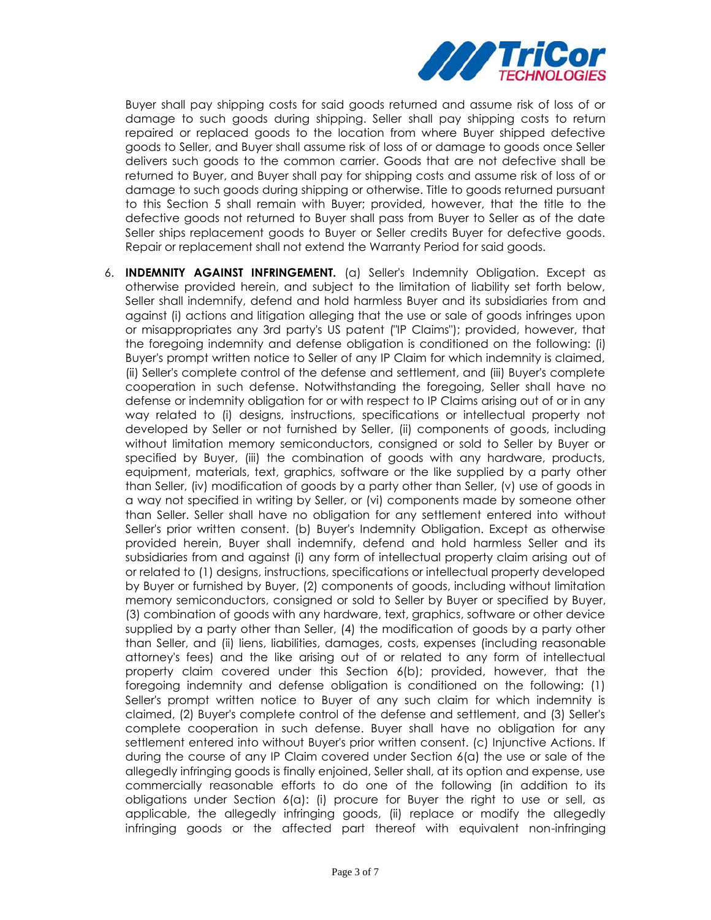Buyer shall pay shipping costs for said goods returned and assume risk of loss of or damage to such goods during shipping. Seller shall pay shipping costs to return repaired or replaced goods to the location from where Buyer shipped defective goods to Seller, and Buyer shall assume risk of loss of or damage to goods once Seller delivers such goods to the common carrier. Goods that are not defective shall be returned to Buyer, and Buyer shall pay for shipping costs and assume risk of loss of or damage to such goods during shipping or otherwise. Title to goods returned pursuant to this Section 5 shall remain with Buyer; provided, however, that the title to the defective goods not returned to Buyer shall pass from Buyer to Seller as of the date Seller ships replacement goods to Buyer or Seller credits Buyer for defective goods. Repair or replacement shall not extend the Warranty Period for said goods.

6. **INDEMNITY AGAINST INFRINGEMENT.** (a) Seller's Indemnity Obligation. Except as otherwise provided herein, and subject to the limitation of liability set forth below, Seller shall indemnify, defend and hold harmless Buyer and its subsidiaries from and against (i) actions and litigation alleging that the use or sale of goods infringes upon or misappropriates any 3rd party's US patent ("IP Claims"); provided, however, that the foregoing indemnity and defense obligation is conditioned on the following: (i) Buyer's prompt written notice to Seller of any IP Claim for which indemnity is claimed, (ii) Seller's complete control of the defense and settlement, and (iii) Buyer's complete cooperation in such defense. Notwithstanding the foregoing, Seller shall have no defense or indemnity obligation for or with respect to IP Claims arising out of or in any way related to (i) designs, instructions, specifications or intellectual property not developed by Seller or not furnished by Seller, (ii) components of goods, including without limitation memory semiconductors, consigned or sold to Seller by Buyer or specified by Buyer, (iii) the combination of goods with any hardware, products, equipment, materials, text, graphics, software or the like supplied by a party other than Seller, (iv) modification of goods by a party other than Seller, (v) use of goods in a way not specified in writing by Seller, or (vi) components made by someone other than Seller. Seller shall have no obligation for any settlement entered into without Seller's prior written consent. (b) Buyer's Indemnity Obligation. Except as otherwise provided herein, Buyer shall indemnify, defend and hold harmless Seller and its subsidiaries from and against (i) any form of intellectual property claim arising out of or related to (1) designs, instructions, specifications or intellectual property developed by Buyer or furnished by Buyer, (2) components of goods, including without limitation memory semiconductors, consigned or sold to Seller by Buyer or specified by Buyer, (3) combination of goods with any hardware, text, graphics, software or other device supplied by a party other than Seller, (4) the modification of goods by a party other than Seller, and (ii) liens, liabilities, damages, costs, expenses (including reasonable attorney's fees) and the like arising out of or related to any form of intellectual property claim covered under this Section 6(b); provided, however, that the foregoing indemnity and defense obligation is conditioned on the following: (1) Seller's prompt written notice to Buyer of any such claim for which indemnity is claimed, (2) Buyer's complete control of the defense and settlement, and (3) Seller's complete cooperation in such defense. Buyer shall have no obligation for any settlement entered into without Buyer's prior written consent. (c) Injunctive Actions. If during the course of any IP Claim covered under Section 6(a) the use or sale of the allegedly infringing goods is finally enjoined, Seller shall, at its option and expense, use commercially reasonable efforts to do one of the following (in addition to its obligations under Section 6(a): (i) procure for Buyer the right to use or sell, as applicable, the allegedly infringing goods, (ii) replace or modify the allegedly infringing goods or the affected part thereof with equivalent non-infringing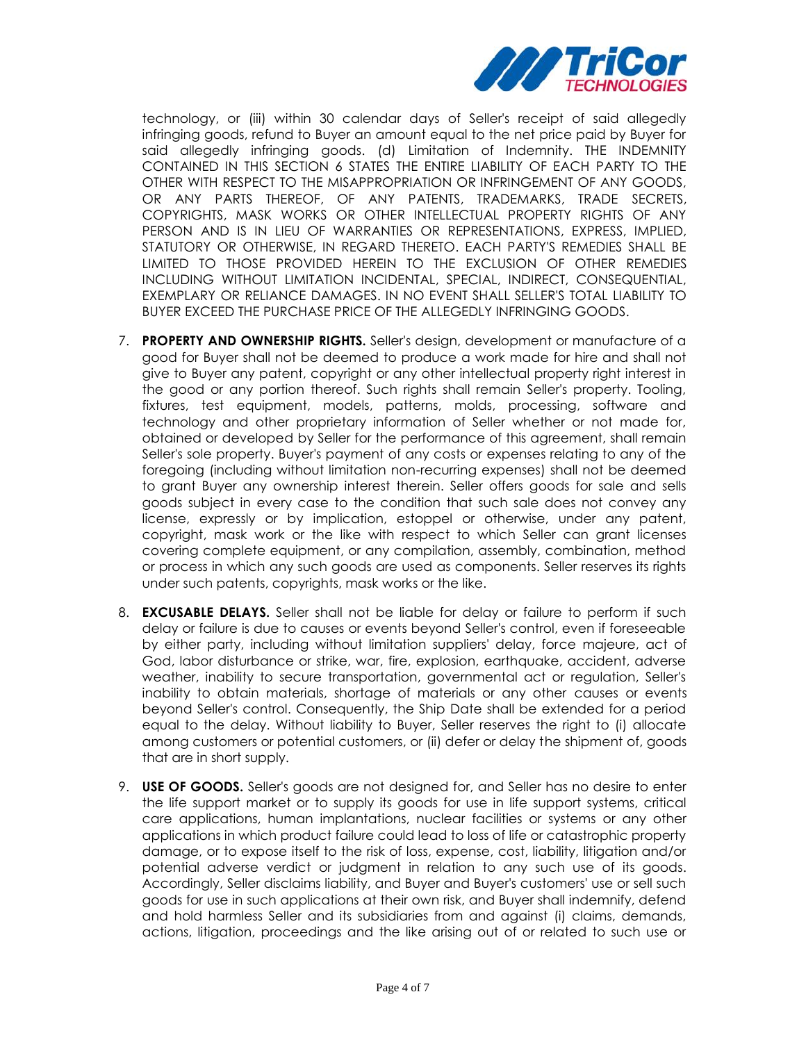technology, or (iii) within 30 calendar days of Seller's receipt of said allegedly infringing goods, refund to Buyer an amount equal to the net price paid by Buyer for said allegedly infringing goods. (d) Limitation of Indemnity. THE INDEMNITY CONTAINED IN THIS SECTION 6 STATES THE ENTIRE LIABILITY OF EACH PARTY TO THE OTHER WITH RESPECT TO THE MISAPPROPRIATION OR INFRINGEMENT OF ANY GOODS, OR ANY PARTS THEREOF, OF ANY PATENTS, TRADEMARKS, TRADE SECRETS, COPYRIGHTS, MASK WORKS OR OTHER INTELLECTUAL PROPERTY RIGHTS OF ANY PERSON AND IS IN LIEU OF WARRANTIES OR REPRESENTATIONS, EXPRESS, IMPLIED, STATUTORY OR OTHERWISE, IN REGARD THERETO. EACH PARTY'S REMEDIES SHALL BE LIMITED TO THOSE PROVIDED HEREIN TO THE EXCLUSION OF OTHER REMEDIES INCLUDING WITHOUT LIMITATION INCIDENTAL, SPECIAL, INDIRECT, CONSEQUENTIAL, EXEMPLARY OR RELIANCE DAMAGES. IN NO EVENT SHALL SELLER'S TOTAL LIABILITY TO BUYER EXCEED THE PURCHASE PRICE OF THE ALLEGEDLY INFRINGING GOODS.

7. **PROPERTY AND OWNERSHIP RIGHTS.** Seller's design, development or manufacture of a good for Buyer shall not be deemed to produce a work made for hire and shall not give to Buyer any patent, copyright or any other intellectual property right interest in the good or any portion thereof. Such rights shall remain Seller's property. Tooling, fixtures, test equipment, models, patterns, molds, processing, software and technology and other proprietary information of Seller whether or not made for, obtained or developed by Seller for the performance of this agreement, shall remain Seller's sole property. Buyer's payment of any costs or expenses relating to any of the foregoing (including without limitation non-recurring expenses) shall not be deemed to grant Buyer any ownership interest therein. Seller offers goods for sale and sells goods subject in every case to the condition that such sale does not convey any license, expressly or by implication, estoppel or otherwise, under any patent, copyright, mask work or the like with respect to which Seller can grant licenses covering complete equipment, or any compilation, assembly, combination, method or process in which any such goods are used as components. Seller reserves its rights under such patents, copyrights, mask works or the like.

8. **EXCUSABLE DELAYS.** Seller shall not be liable for delay or failure to perform if such delay or failure is due to causes or events beyond Seller's control, even if foreseeable by either party, including without limitation suppliers' delay, force majeure, act of God, labor disturbance or strike, war, fire, explosion, earthquake, accident, adverse weather, inability to secure transportation, governmental act or regulation, Seller's inability to obtain materials, shortage of materials or any other causes or events beyond Seller's control. Consequently, the Ship Date shall be extended for a period equal to the delay. Without liability to Buyer, Seller reserves the right to (i) allocate among customers or potential customers, or (ii) defer or delay the shipment of, goods that are in short supply.

9. **USE OF GOODS.** Seller's goods are not designed for, and Seller has no desire to enter the life support market or to supply its goods for use in life support systems, critical care applications, human implantations, nuclear facilities or systems or any other applications in which product failure could lead to loss of life or catastrophic property damage, or to expose itself to the risk of loss, expense, cost, liability, litigation and/or potential adverse verdict or judgment in relation to any such use of its goods. Accordingly, Seller disclaims liability, and Buyer and Buyer's customers' use or sell such goods for use in such applications at their own risk, and Buyer shall indemnify, defend and hold harmless Seller and its subsidiaries from and against (i) claims, demands, actions, litigation, proceedings and the like arising out of or related to such use or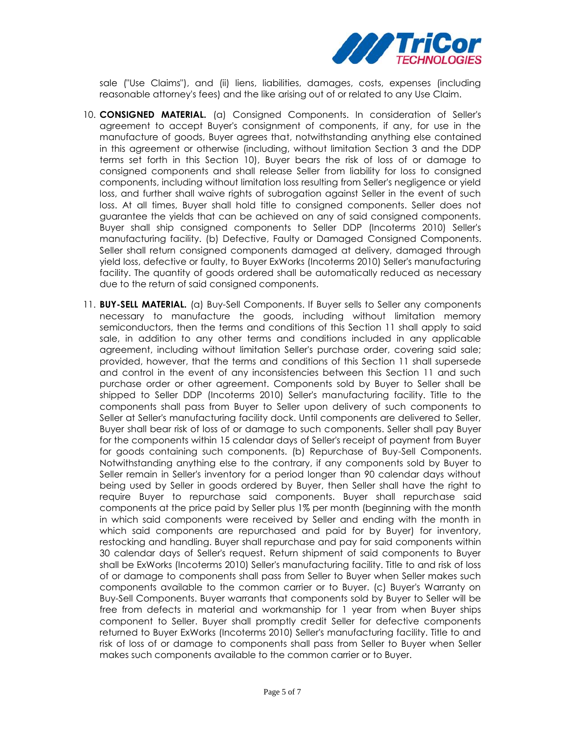sale ("Use Claims"), and (ii) liens, liabilities, damages, costs, expenses (including reasonable attorney's fees) and the like arising out of or related to any Use Claim.

10. **CONSIGNED MATERIAL.** (a) Consigned Components. In consideration of Seller's agreement to accept Buyer's consignment of components, if any, for use in the manufacture of goods, Buyer agrees that, notwithstanding anything else contained in this agreement or otherwise (including, without limitation Section 3 and the DDP terms set forth in this Section 10), Buyer bears the risk of loss of or damage to consigned components and shall release Seller from liability for loss to consigned components, including without limitation loss resulting from Seller's negligence or yield loss, and further shall waive rights of subrogation against Seller in the event of such loss. At all times, Buyer shall hold title to consigned components. Seller does not guarantee the yields that can be achieved on any of said consigned components. Buyer shall ship consigned components to Seller DDP (Incoterms 2010) Seller's manufacturing facility. (b) Defective, Faulty or Damaged Consigned Components. Seller shall return consigned components damaged at delivery, damaged through yield loss, defective or faulty, to Buyer ExWorks (Incoterms 2010) Seller's manufacturing facility. The quantity of goods ordered shall be automatically reduced as necessary due to the return of said consigned components.

11. **BUY-SELL MATERIAL.** (a) Buy-Sell Components. If Buyer sells to Seller any components necessary to manufacture the goods, including without limitation memory semiconductors, then the terms and conditions of this Section 11 shall apply to said sale, in addition to any other terms and conditions included in any applicable agreement, including without limitation Seller's purchase order, covering said sale; provided, however, that the terms and conditions of this Section 11 shall supersede and control in the event of any inconsistencies between this Section 11 and such purchase order or other agreement. Components sold by Buyer to Seller shall be shipped to Seller DDP (Incoterms 2010) Seller's manufacturing facility. Title to the components shall pass from Buyer to Seller upon delivery of such components to Seller at Seller's manufacturing facility dock. Until components are delivered to Seller, Buyer shall bear risk of loss of or damage to such components. Seller shall pay Buyer for the components within 15 calendar days of Seller's receipt of payment from Buyer for goods containing such components. (b) Repurchase of Buy-Sell Components. Notwithstanding anything else to the contrary, if any components sold by Buyer to Seller remain in Seller's inventory for a period longer than 90 calendar days without being used by Seller in goods ordered by Buyer, then Seller shall have the right to require Buyer to repurchase said components. Buyer shall repurchase said components at the price paid by Seller plus 1% per month (beginning with the month in which said components were received by Seller and ending with the month in which said components are repurchased and paid for by Buyer) for inventory, restocking and handling. Buyer shall repurchase and pay for said components within 30 calendar days of Seller's request. Return shipment of said components to Buyer shall be ExWorks (Incoterms 2010) Seller's manufacturing facility. Title to and risk of loss of or damage to components shall pass from Seller to Buyer when Seller makes such components available to the common carrier or to Buyer. (c) Buyer's Warranty on Buy-Sell Components. Buyer warrants that components sold by Buyer to Seller will be free from defects in material and workmanship for 1 year from when Buyer ships component to Seller. Buyer shall promptly credit Seller for defective components returned to Buyer ExWorks (Incoterms 2010) Seller's manufacturing facility. Title to and risk of loss of or damage to components shall pass from Seller to Buyer when Seller makes such components available to the common carrier or to Buyer.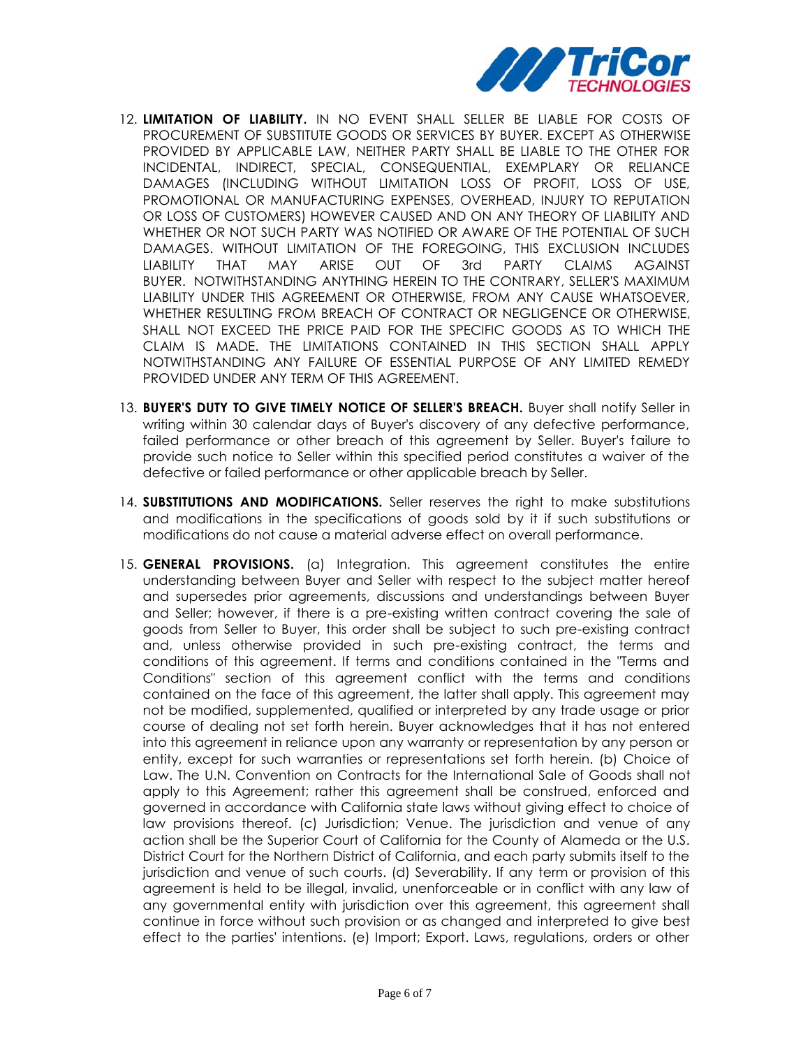12. **LIMITATION OF LIABILITY.** IN NO EVENT SHALL SELLER BE LIABLE FOR COSTS OF PROCUREMENT OF SUBSTITUTE GOODS OR SERVICES BY BUYER. EXCEPT AS OTHERWISE PROVIDED BY APPLICABLE LAW, NEITHER PARTY SHALL BE LIABLE TO THE OTHER FOR INCIDENTAL, INDIRECT, SPECIAL, CONSEQUENTIAL, EXEMPLARY OR RELIANCE DAMAGES (INCLUDING WITHOUT LIMITATION LOSS OF PROFIT, LOSS OF USE, PROMOTIONAL OR MANUFACTURING EXPENSES, OVERHEAD, INJURY TO REPUTATION OR LOSS OF CUSTOMERS) HOWEVER CAUSED AND ON ANY THEORY OF LIABILITY AND WHETHER OR NOT SUCH PARTY WAS NOTIFIED OR AWARE OF THE POTENTIAL OF SUCH DAMAGES. WITHOUT LIMITATION OF THE FOREGOING, THIS EXCLUSION INCLUDES LIABILITY THAT MAY ARISE OUT OF 3rd PARTY CLAIMS AGAINST BUYER. NOTWITHSTANDING ANYTHING HEREIN TO THE CONTRARY, SELLER'S MAXIMUM LIABILITY UNDER THIS AGREEMENT OR OTHERWISE, FROM ANY CAUSE WHATSOEVER, WHETHER RESULTING FROM BREACH OF CONTRACT OR NEGLIGENCE OR OTHERWISE, SHALL NOT EXCEED THE PRICE PAID FOR THE SPECIFIC GOODS AS TO WHICH THE CLAIM IS MADE. THE LIMITATIONS CONTAINED IN THIS SECTION SHALL APPLY NOTWITHSTANDING ANY FAILURE OF ESSENTIAL PURPOSE OF ANY LIMITED REMEDY PROVIDED UNDER ANY TERM OF THIS AGREEMENT.

13. **BUYER'S DUTY TO GIVE TIMELY NOTICE OF SELLER'S BREACH.** Buyer shall notify Seller in writing within 30 calendar days of Buyer's discovery of any defective performance, failed performance or other breach of this agreement by Seller. Buyer's failure to provide such notice to Seller within this specified period constitutes a waiver of the defective or failed performance or other applicable breach by Seller.

14. **SUBSTITUTIONS AND MODIFICATIONS.** Seller reserves the right to make substitutions and modifications in the specifications of goods sold by it if such substitutions or modifications do not cause a material adverse effect on overall performance.

15. **GENERAL PROVISIONS.** (a) Integration. This agreement constitutes the entire understanding between Buyer and Seller with respect to the subject matter hereof and supersedes prior agreements, discussions and understandings between Buyer and Seller; however, if there is a pre-existing written contract covering the sale of goods from Seller to Buyer, this order shall be subject to such pre-existing contract and, unless otherwise provided in such pre-existing contract, the terms and conditions of this agreement. If terms and conditions contained in the "Terms and Conditions" section of this agreement conflict with the terms and conditions contained on the face of this agreement, the latter shall apply. This agreement may not be modified, supplemented, qualified or interpreted by any trade usage or prior course of dealing not set forth herein. Buyer acknowledges that it has not entered into this agreement in reliance upon any warranty or representation by any person or entity, except for such warranties or representations set forth herein. (b) Choice of Law. The U.N. Convention on Contracts for the International Sale of Goods shall not apply to this Agreement; rather this agreement shall be construed, enforced and governed in accordance with California state laws without giving effect to choice of law provisions thereof. (c) Jurisdiction; Venue. The jurisdiction and venue of any action shall be the Superior Court of California for the County of Alameda or the U.S. District Court for the Northern District of California, and each party submits itself to the jurisdiction and venue of such courts. (d) Severability. If any term or provision of this agreement is held to be illegal, invalid, unenforceable or in conflict with any law of any governmental entity with jurisdiction over this agreement, this agreement shall continue in force without such provision or as changed and interpreted to give best effect to the parties' intentions. (e) Import; Export. Laws, regulations, orders or other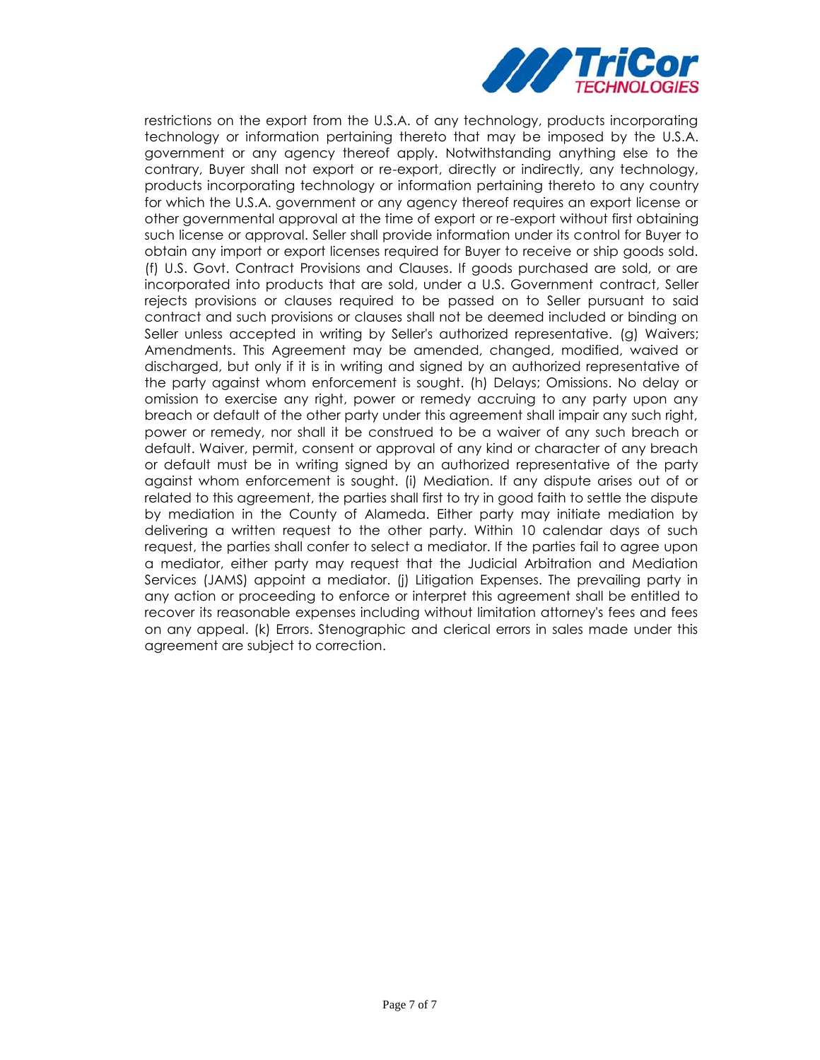restrictions on the export from the U.S.A. of any technology, products incorporating technology or information pertaining thereto that may be imposed by the U.S.A. government or any agency thereof apply. Notwithstanding anything else to the contrary, Buyer shall not export or re-export, directly or indirectly, any technology, products incorporating technology or information pertaining thereto to any country for which the U.S.A. government or any agency thereof requires an export license or other governmental approval at the time of export or re-export without first obtaining such license or approval. Seller shall provide information under its control for Buyer to obtain any import or export licenses required for Buyer to receive or ship goods sold. (f) U.S. Govt. Contract Provisions and Clauses. If goods purchased are sold, or are incorporated into products that are sold, under a U.S. Government contract, Seller rejects provisions or clauses required to be passed on to Seller pursuant to said contract and such provisions or clauses shall not be deemed included or binding on Seller unless accepted in writing by Seller's authorized representative. (g) Waivers; Amendments. This Agreement may be amended, changed, modified, waived or discharged, but only if it is in writing and signed by an authorized representative of the party against whom enforcement is sought. (h) Delays; Omissions. No delay or omission to exercise any right, power or remedy accruing to any party upon any breach or default of the other party under this agreement shall impair any such right, power or remedy, nor shall it be construed to be a waiver of any such breach or default. Waiver, permit, consent or approval of any kind or character of any breach or default must be in writing signed by an authorized representative of the party against whom enforcement is sought. (i) Mediation. If any dispute arises out of or related to this agreement, the parties shall first to try in good faith to settle the dispute by mediation in the County of Alameda. Either party may initiate mediation by delivering a written request to the other party. Within 10 calendar days of such request, the parties shall confer to select a mediator. If the parties fail to agree upon a mediator, either party may request that the Judicial Arbitration and Mediation Services (JAMS) appoint a mediator. (j) Litigation Expenses. The prevailing party in any action or proceeding to enforce or interpret this agreement shall be entitled to recover its reasonable expenses including without limitation attorney's fees and fees on any appeal. (k) Errors. Stenographic and clerical errors in sales made under this agreement are subject to correction.